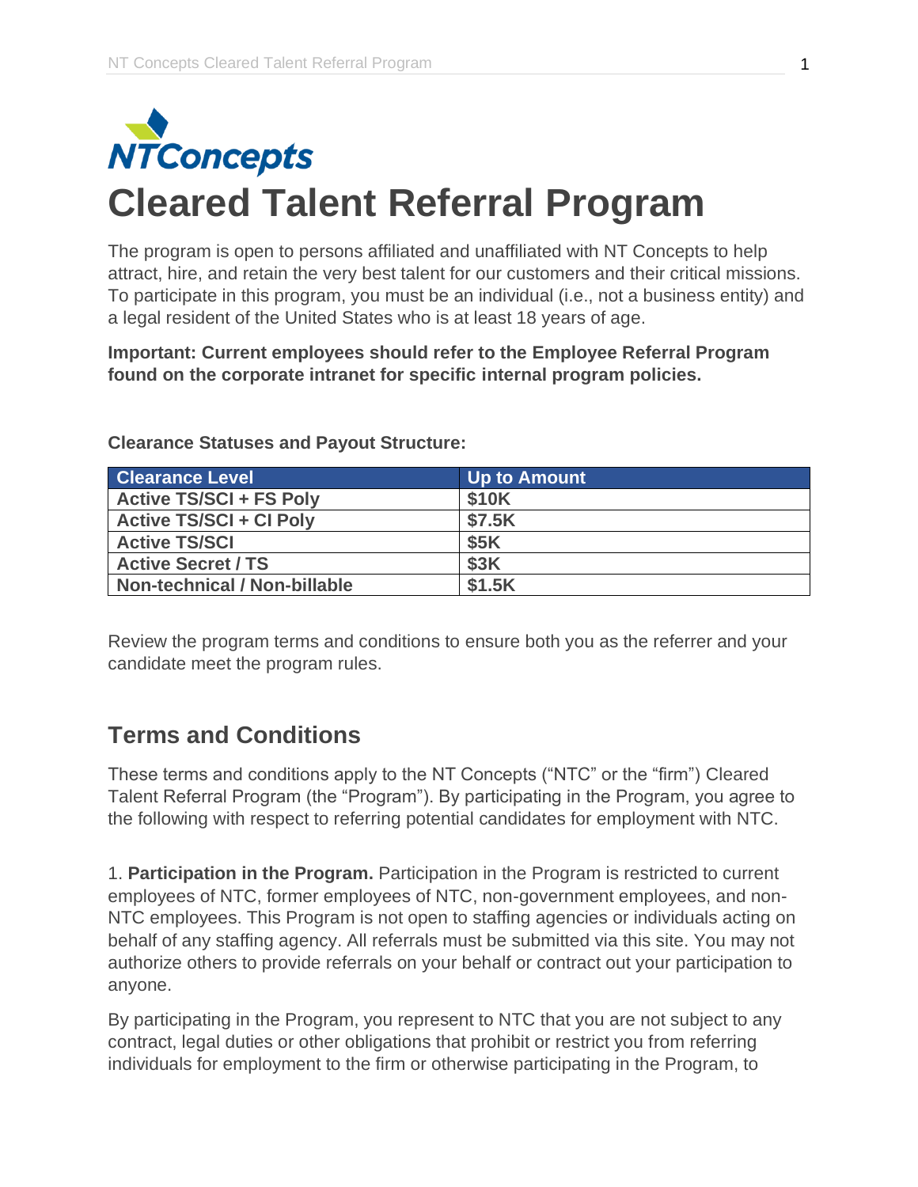NTConcepts

# Cleared Talent Referral Program

The program is open to persons affiliated and unaffiliated with NT Concepts to help attract, hire, and retain the very best talent for our customers and their critical missions. To participate in this program, you must be an individual (i.e., not a business entity) and a legal resident of the United States who is at least 18 years of age.

**Important: Current employees should refer to the Employee Referral Program found on the corporate intranet for specific internal program policies.**

**Clearance Statuses and Payout Structure:**

| Clearance Level | Up to Amount |
|---|---|
| Active TS/SCI + FS Poly | $10K |
| Active TS/SCI + CI Poly | $7.5K |
| Active TS/SCI | $5K |
| Active Secret / TS | $3K |
| Non-technical / Non-billable | $1.5K |

Review the program terms and conditions to ensure both you as the referrer and your candidate meet the program rules.

## Terms and Conditions

These terms and conditions apply to the NT Concepts ("NTC" or the "firm") Cleared Talent Referral Program (the "Program"). By participating in the Program, you agree to the following with respect to referring potential candidates for employment with NTC.

1. **Participation in the Program.** Participation in the Program is restricted to current employees of NTC, former employees of NTC, non-government employees, and non-NTC employees. This Program is not open to staffing agencies or individuals acting on behalf of any staffing agency. All referrals must be submitted via this site. You may not authorize others to provide referrals on your behalf or contract out your participation to anyone.

By participating in the Program, you represent to NTC that you are not subject to any contract, legal duties or other obligations that prohibit or restrict you from referring individuals for employment to the firm or otherwise participating in the Program, to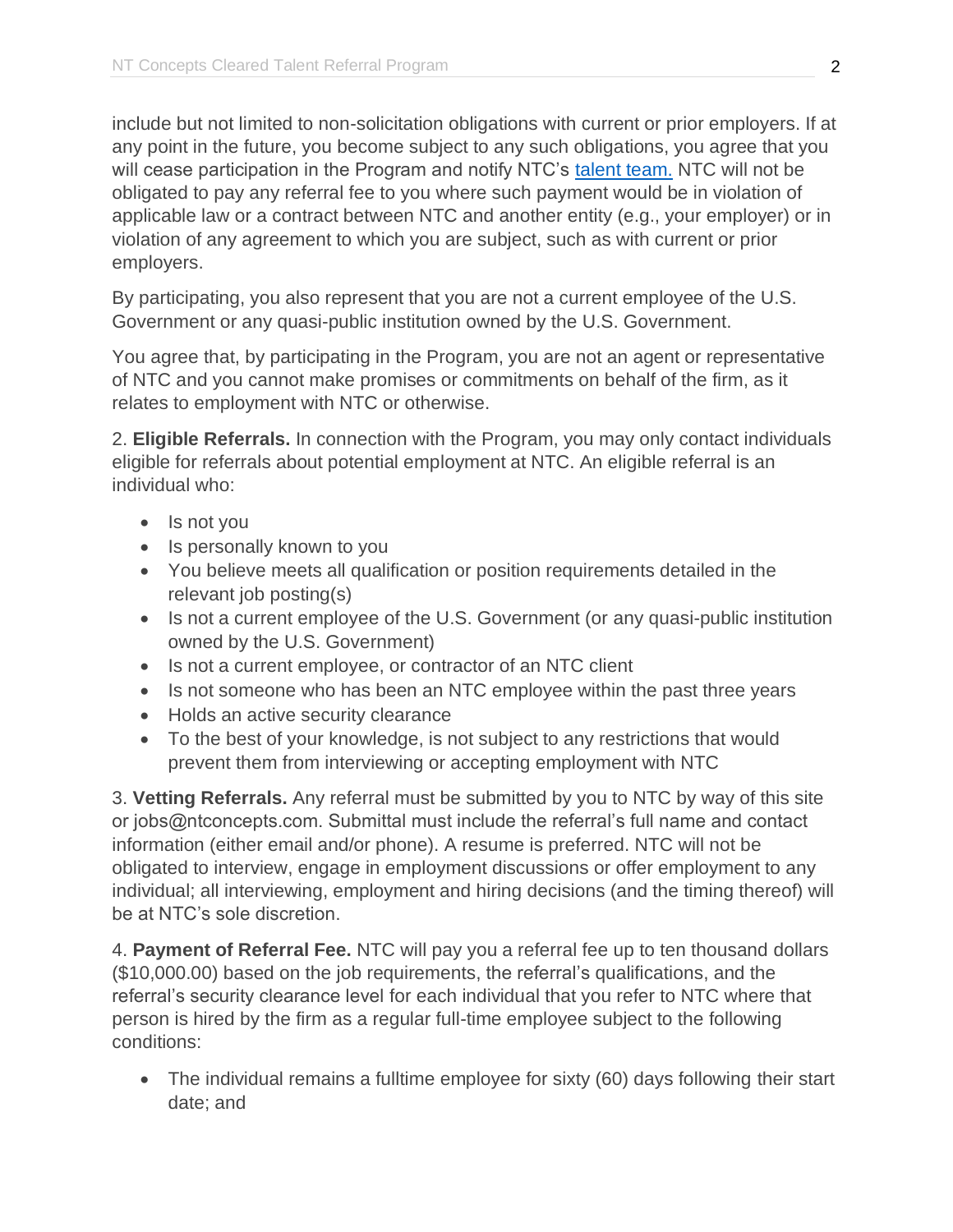include but not limited to non-solicitation obligations with current or prior employers. If at any point in the future, you become subject to any such obligations, you agree that you will cease participation in the Program and notify NTC's [talent team.](#) NTC will not be obligated to pay any referral fee to you where such payment would be in violation of applicable law or a contract between NTC and another entity (e.g., your employer) or in violation of any agreement to which you are subject, such as with current or prior employers.

By participating, you also represent that you are not a current employee of the U.S. Government or any quasi-public institution owned by the U.S. Government.

You agree that, by participating in the Program, you are not an agent or representative of NTC and you cannot make promises or commitments on behalf of the firm, as it relates to employment with NTC or otherwise.

2. **Eligible Referrals.** In connection with the Program, you may only contact individuals eligible for referrals about potential employment at NTC. An eligible referral is an individual who:

- Is not you
- Is personally known to you
- You believe meets all qualification or position requirements detailed in the relevant job posting(s)
- Is not a current employee of the U.S. Government (or any quasi-public institution owned by the U.S. Government)
- Is not a current employee, or contractor of an NTC client
- Is not someone who has been an NTC employee within the past three years
- Holds an active security clearance
- To the best of your knowledge, is not subject to any restrictions that would prevent them from interviewing or accepting employment with NTC

3. **Vetting Referrals.** Any referral must be submitted by you to NTC by way of this site or jobs@ntconcepts.com. Submittal must include the referral's full name and contact information (either email and/or phone). A resume is preferred. NTC will not be obligated to interview, engage in employment discussions or offer employment to any individual; all interviewing, employment and hiring decisions (and the timing thereof) will be at NTC's sole discretion.

4. **Payment of Referral Fee.** NTC will pay you a referral fee up to ten thousand dollars ($10,000.00) based on the job requirements, the referral's qualifications, and the referral's security clearance level for each individual that you refer to NTC where that person is hired by the firm as a regular full-time employee subject to the following conditions:

- The individual remains a fulltime employee for sixty (60) days following their start date; and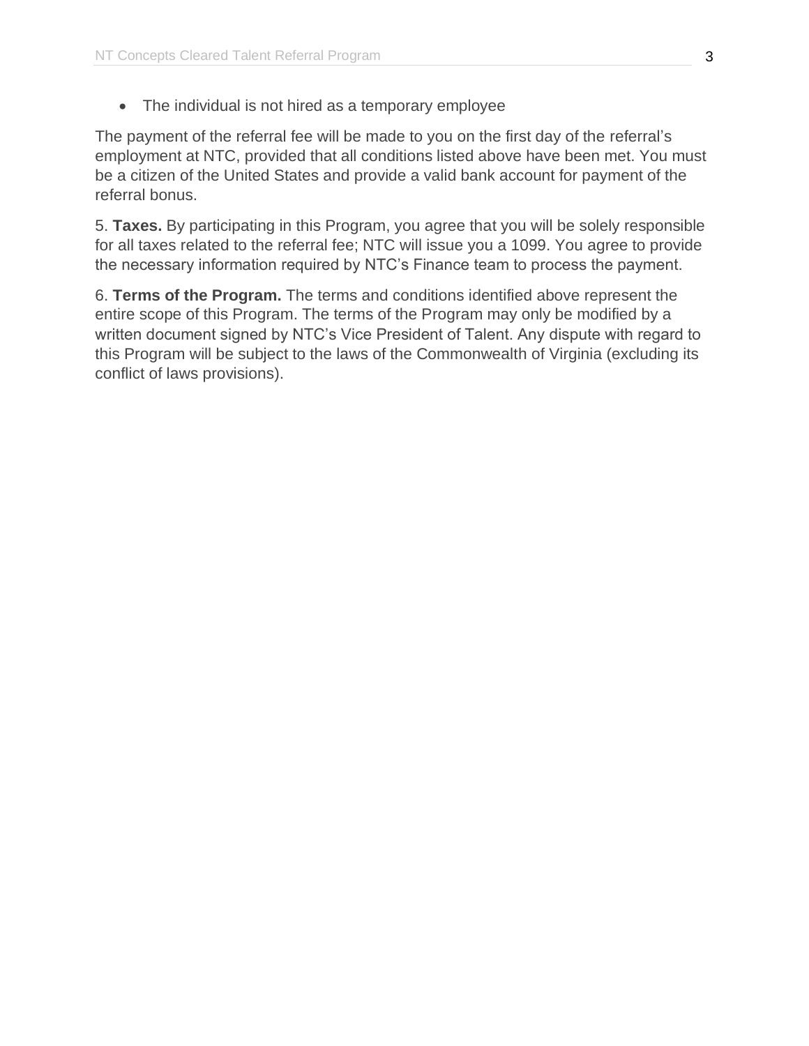- The individual is not hired as a temporary employee

The payment of the referral fee will be made to you on the first day of the referral's employment at NTC, provided that all conditions listed above have been met. You must be a citizen of the United States and provide a valid bank account for payment of the referral bonus.

5. **Taxes.** By participating in this Program, you agree that you will be solely responsible for all taxes related to the referral fee; NTC will issue you a 1099. You agree to provide the necessary information required by NTC's Finance team to process the payment.

6. **Terms of the Program.** The terms and conditions identified above represent the entire scope of this Program. The terms of the Program may only be modified by a written document signed by NTC's Vice President of Talent. Any dispute with regard to this Program will be subject to the laws of the Commonwealth of Virginia (excluding its conflict of laws provisions).